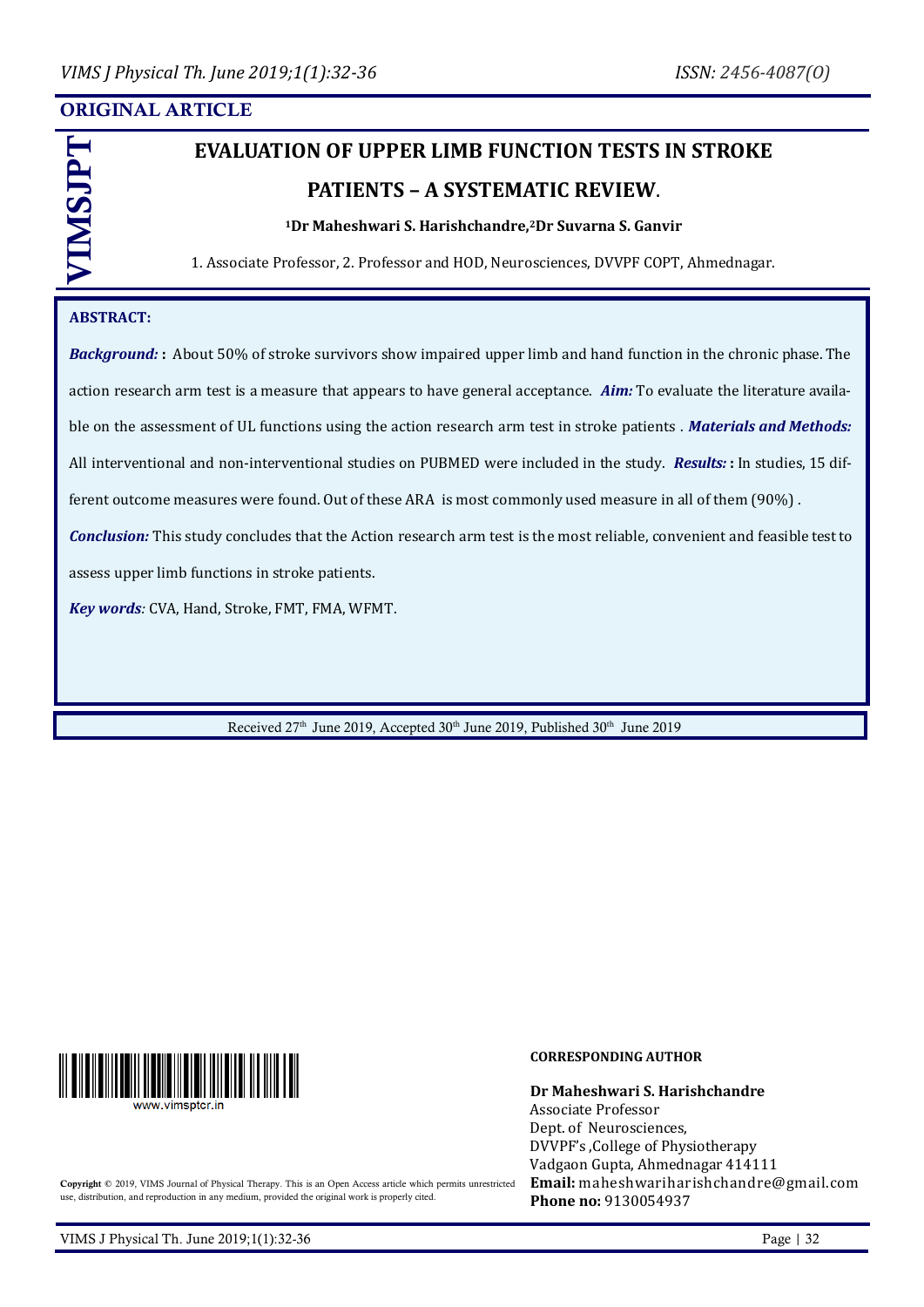**ORIGINAL ARTICLE**

# EVALUATION OF UPPER LIMB FUNCTION TESTS IN STROKE PATIENTS – A SYSTEMATIC REVIEW.

**[1]Dr Maheshwari S. Harishchandre,[2]Dr Suvarna S. Ganvir**

1. Associate Professor, 2. Professor and HOD, Neurosciences, DVVPF COPT, Ahmednagar.

**ABSTRACT:**

***Background:*** **:** About 50% of stroke survivors show impaired upper limb and hand function in the chronic phase. The action research arm test is a measure that appears to have general acceptance. ***Aim:*** To evaluate the literature available on the assessment of UL functions using the action research arm test in stroke patients . ***Materials and Methods:*** All interventional and non-interventional studies on PUBMED were included in the study. ***Results:*** **:** In studies, 15 different outcome measures were found. Out of these ARA is most commonly used measure in all of them (90%) .

***Conclusion:*** This study concludes that the Action research arm test is the most reliable, convenient and feasible test to assess upper limb functions in stroke patients.

***Key words:*** CVA, Hand, Stroke, FMT, FMA, WFMT.

Received 27th June 2019, Accepted 30th June 2019, Published 30th June 2019

www.vimsptcr.in

**Copyright** © 2019, VIMS Journal of Physical Therapy. This is an Open Access article which permits unrestricted use, distribution, and reproduction in any medium, provided the original work is properly cited.

**CORRESPONDING AUTHOR**

**Dr Maheshwari S. Harishchandre**
Associate Professor
Dept. of Neurosciences,
DVVPF's ,College of Physiotherapy
Vadgaon Gupta, Ahmednagar 414111
**Email:** maheshwariharishchandre@gmail.com
**Phone no:** 9130054937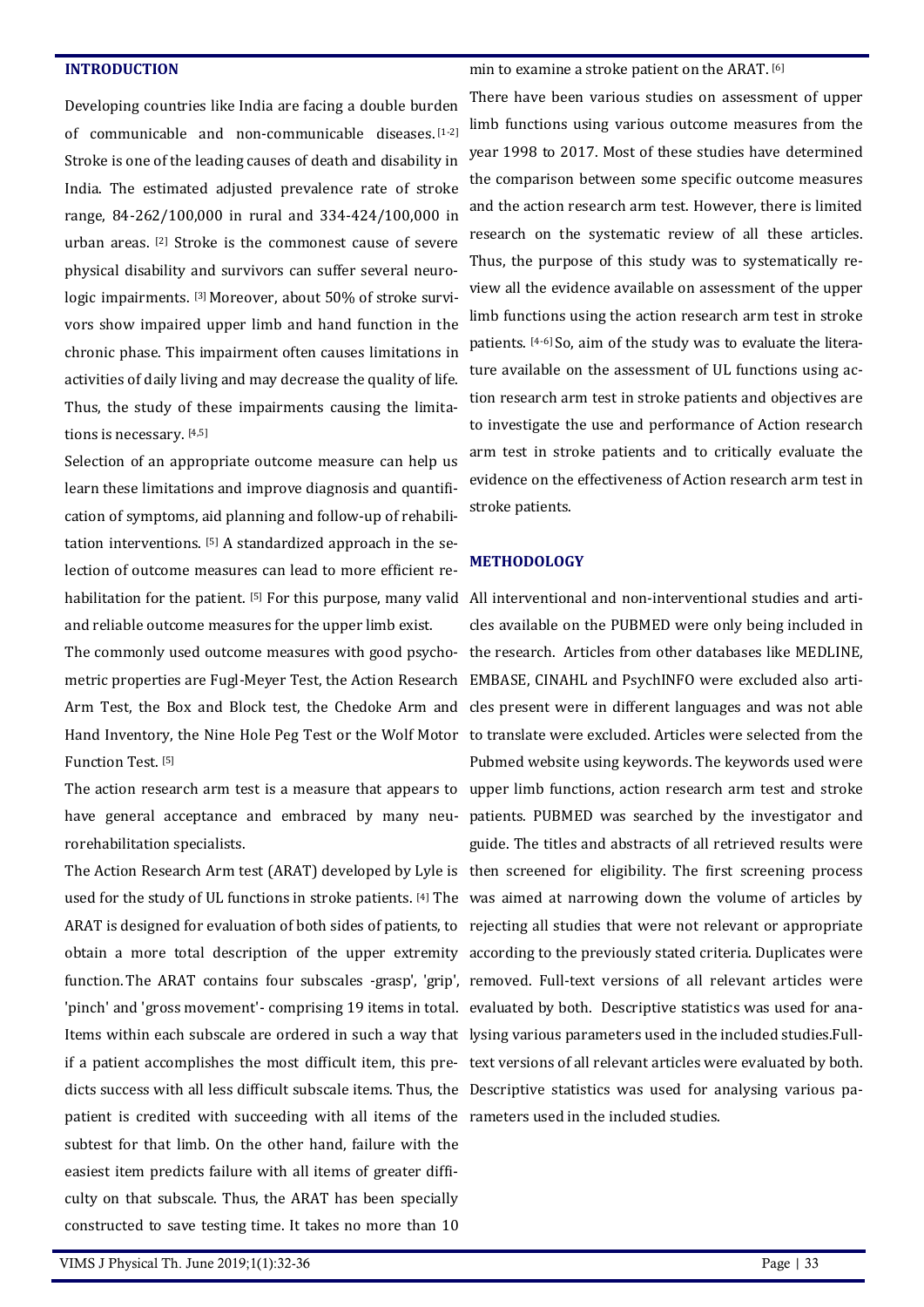## INTRODUCTION

Developing countries like India are facing a double burden of communicable and non-communicable diseases.[1-2] Stroke is one of the leading causes of death and disability in India. The estimated adjusted prevalence rate of stroke range, 84-262/100,000 in rural and 334-424/100,000 in urban areas. [2] Stroke is the commonest cause of severe physical disability and survivors can suffer several neurologic impairments. [3] Moreover, about 50% of stroke survivors show impaired upper limb and hand function in the chronic phase. This impairment often causes limitations in activities of daily living and may decrease the quality of life. Thus, the study of these impairments causing the limitations is necessary. [4,5]

Selection of an appropriate outcome measure can help us learn these limitations and improve diagnosis and quantification of symptoms, aid planning and follow-up of rehabilitation interventions. [5] A standardized approach in the selection of outcome measures can lead to more efficient rehabilitation for the patient. [5] For this purpose, many valid and reliable outcome measures for the upper limb exist.

The commonly used outcome measures with good psychometric properties are Fugl-Meyer Test, the Action Research Arm Test, the Box and Block test, the Chedoke Arm and Hand Inventory, the Nine Hole Peg Test or the Wolf Motor Function Test. [5]

The action research arm test is a measure that appears to have general acceptance and embraced by many neurorehabilitation specialists.

The Action Research Arm test (ARAT) developed by Lyle is used for the study of UL functions in stroke patients. [4] The ARAT is designed for evaluation of both sides of patients, to obtain a more total description of the upper extremity function. The ARAT contains four subscales -grasp', 'grip', 'pinch' and 'gross movement'- comprising 19 items in total. Items within each subscale are ordered in such a way that if a patient accomplishes the most difficult item, this predicts success with all less difficult subscale items. Thus, the patient is credited with succeeding with all items of the subtest for that limb. On the other hand, failure with the easiest item predicts failure with all items of greater difficulty on that subscale. Thus, the ARAT has been specially constructed to save testing time. It takes no more than 10 min to examine a stroke patient on the ARAT. [6]

There have been various studies on assessment of upper limb functions using various outcome measures from the year 1998 to 2017. Most of these studies have determined the comparison between some specific outcome measures and the action research arm test. However, there is limited research on the systematic review of all these articles. Thus, the purpose of this study was to systematically review all the evidence available on assessment of the upper limb functions using the action research arm test in stroke patients. [4-6] So, aim of the study was to evaluate the literature available on the assessment of UL functions using action research arm test in stroke patients and objectives are to investigate the use and performance of Action research arm test in stroke patients and to critically evaluate the evidence on the effectiveness of Action research arm test in stroke patients.

## METHODOLOGY

All interventional and non-interventional studies and articles available on the PUBMED were only being included in the research. Articles from other databases like MEDLINE, EMBASE, CINAHL and PsychINFO were excluded also articles present were in different languages and was not able to translate were excluded. Articles were selected from the Pubmed website using keywords. The keywords used were upper limb functions, action research arm test and stroke patients. PUBMED was searched by the investigator and guide. The titles and abstracts of all retrieved results were then screened for eligibility. The first screening process was aimed at narrowing down the volume of articles by rejecting all studies that were not relevant or appropriate according to the previously stated criteria. Duplicates were removed. Full-text versions of all relevant articles were evaluated by both. Descriptive statistics was used for analysing various parameters used in the included studies.Full-text versions of all relevant articles were evaluated by both. Descriptive statistics was used for analysing various parameters used in the included studies.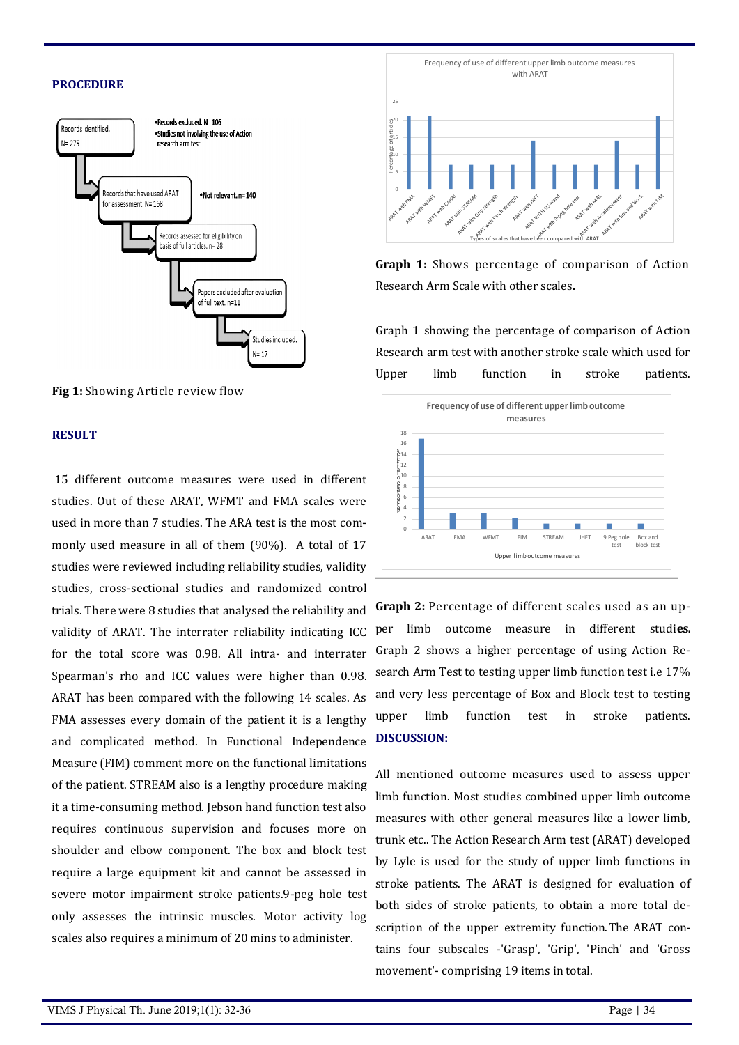## PROCEDURE

Fig 1: Showing Article review flow

## RESULT

15 different outcome measures were used in different studies. Out of these ARAT, WFMT and FMA scales were used in more than 7 studies. The ARA test is the most commonly used measure in all of them (90%). A total of 17 studies were reviewed including reliability studies, validity studies, cross-sectional studies and randomized control trials. There were 8 studies that analysed the reliability and validity of ARAT. The interrater reliability indicating ICC for the total score was 0.98. All intra- and interrater Spearman's rho and ICC values were higher than 0.98. ARAT has been compared with the following 14 scales. As FMA assesses every domain of the patient it is a lengthy and complicated method. In Functional Independence Measure (FIM) comment more on the functional limitations of the patient. STREAM also is a lengthy procedure making it a time-consuming method. Jebson hand function test also requires continuous supervision and focuses more on shoulder and elbow component. The box and block test require a large equipment kit and cannot be assessed in severe motor impairment stroke patients.9-peg hole test only assesses the intrinsic muscles. Motor activity log scales also requires a minimum of 20 mins to administer.

**Graph 1:** Shows percentage of comparison of Action Research Arm Scale with other scales**.**

Graph 1 showing the percentage of comparison of Action Research arm test with another stroke scale which used for Upper limb function in stroke patients.

**Graph 2:** Percentage of different scales used as an upper limb outcome measure in different studi**es.** Graph 2 shows a higher percentage of using Action Research Arm Test to testing upper limb function test i.e 17% and very less percentage of Box and Block test to testing upper limb function test in stroke patients.

## DISCUSSION:

All mentioned outcome measures used to assess upper limb function. Most studies combined upper limb outcome measures with other general measures like a lower limb, trunk etc.. The Action Research Arm test (ARAT) developed by Lyle is used for the study of upper limb functions in stroke patients. The ARAT is designed for evaluation of both sides of stroke patients, to obtain a more total description of the upper extremity function. The ARAT contains four subscales -'Grasp', 'Grip', 'Pinch' and 'Gross movement'- comprising 19 items in total.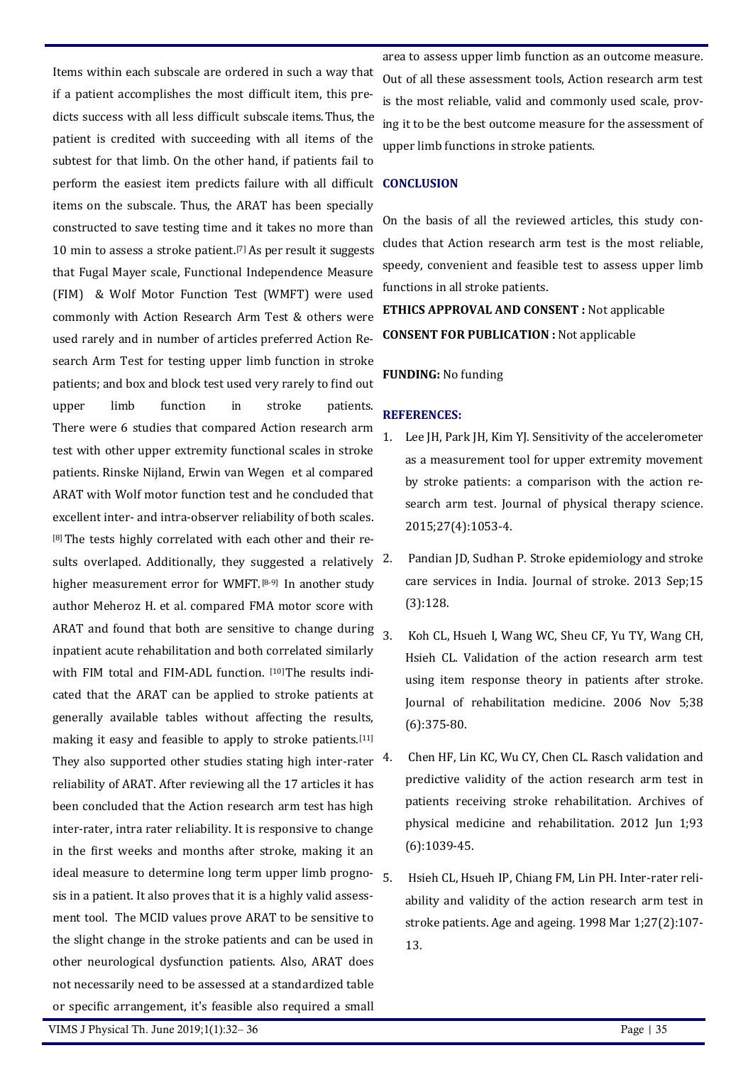Items within each subscale are ordered in such a way that if a patient accomplishes the most difficult item, this predicts success with all less difficult subscale items. Thus, the patient is credited with succeeding with all items of the subtest for that limb. On the other hand, if patients fail to perform the easiest item predicts failure with all difficult items on the subscale. Thus, the ARAT has been specially constructed to save testing time and it takes no more than 10 min to assess a stroke patient.[7] As per result it suggests that Fugal Meyer scale, Functional Independence Measure (FIM) & Wolf Motor Function Test (WMFT) were used commonly with Action Research Arm Test & others were used rarely and in number of articles preferred Action Research Arm Test for testing upper limb function in stroke patients; and box and block test used very rarely to find out upper limb function in stroke patients. There were 6 studies that compared Action research arm test with other upper extremity functional scales in stroke patients. Rinske Nijland, Erwin van Wegen et al compared ARAT with Wolf motor function test and he concluded that excellent inter- and intra-observer reliability of both scales.[8] The tests highly correlated with each other and their results overlaped. Additionally, they suggested a relatively higher measurement error for WMFT.[8-9] In another study author Meheroz H. et al. compared FMA motor score with ARAT and found that both are sensitive to change during inpatient acute rehabilitation and both correlated similarly with FIM total and FIM-ADL function. [10]The results indicated that the ARAT can be applied to stroke patients at generally available tables without affecting the results, making it easy and feasible to apply to stroke patients.[11] They also supported other studies stating high inter-rater reliability of ARAT. After reviewing all the 17 articles it has been concluded that the Action research arm test has high inter-rater, intra rater reliability. It is responsive to change in the first weeks and months after stroke, making it an ideal measure to determine long term upper limb prognosis in a patient. It also proves that it is a highly valid assessment tool. The MCID values prove ARAT to be sensitive to the slight change in the stroke patients and can be used in other neurological dysfunction patients. Also, ARAT does not necessarily need to be assessed at a standardized table or specific arrangement, it's feasible also required a small area to assess upper limb function as an outcome measure. Out of all these assessment tools, Action research arm test is the most reliable, valid and commonly used scale, proving it to be the best outcome measure for the assessment of upper limb functions in stroke patients.

## CONCLUSION

On the basis of all the reviewed articles, this study concludes that Action research arm test is the most reliable, speedy, convenient and feasible test to assess upper limb functions in all stroke patients.

**ETHICS APPROVAL AND CONSENT :** Not applicable

**CONSENT FOR PUBLICATION :** Not applicable

**FUNDING:** No funding

## REFERENCES:

1. Lee JH, Park JH, Kim YJ. Sensitivity of the accelerometer as a measurement tool for upper extremity movement by stroke patients: a comparison with the action research arm test. Journal of physical therapy science. 2015;27(4):1053-4.
2. Pandian JD, Sudhan P. Stroke epidemiology and stroke care services in India. Journal of stroke. 2013 Sep;15 (3):128.
3. Koh CL, Hsueh I, Wang WC, Sheu CF, Yu TY, Wang CH, Hsieh CL. Validation of the action research arm test using item response theory in patients after stroke. Journal of rehabilitation medicine. 2006 Nov 5;38 (6):375-80.
4. Chen HF, Lin KC, Wu CY, Chen CL. Rasch validation and predictive validity of the action research arm test in patients receiving stroke rehabilitation. Archives of physical medicine and rehabilitation. 2012 Jun 1;93 (6):1039-45.
5. Hsieh CL, Hsueh IP, Chiang FM, Lin PH. Inter-rater reliability and validity of the action research arm test in stroke patients. Age and ageing. 1998 Mar 1;27(2):107-13.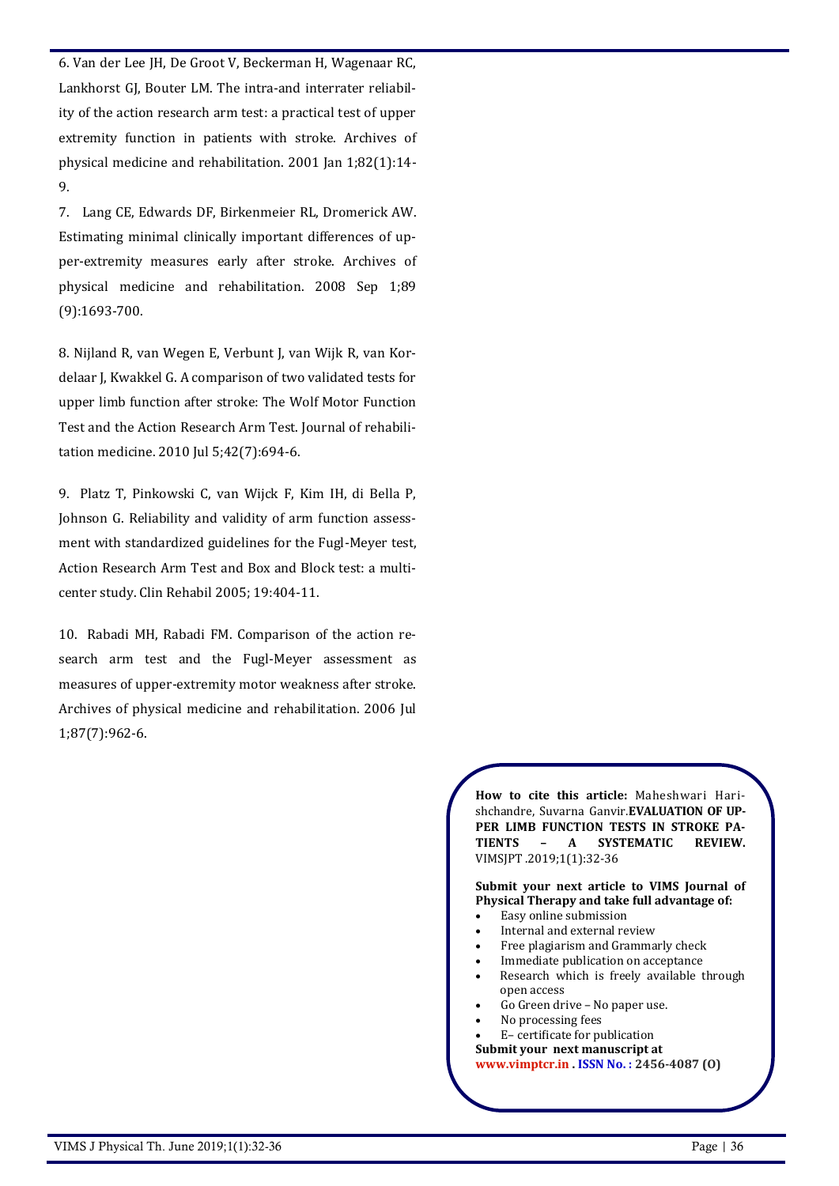6. Van der Lee JH, De Groot V, Beckerman H, Wagenaar RC, Lankhorst GJ, Bouter LM. The intra-and interrater reliability of the action research arm test: a practical test of upper extremity function in patients with stroke. Archives of physical medicine and rehabilitation. 2001 Jan 1;82(1):14-9.

7. Lang CE, Edwards DF, Birkenmeier RL, Dromerick AW. Estimating minimal clinically important differences of upper-extremity measures early after stroke. Archives of physical medicine and rehabilitation. 2008 Sep 1;89 (9):1693-700.

8. Nijland R, van Wegen E, Verbunt J, van Wijk R, van Kordelaar J, Kwakkel G. A comparison of two validated tests for upper limb function after stroke: The Wolf Motor Function Test and the Action Research Arm Test. Journal of rehabilitation medicine. 2010 Jul 5;42(7):694-6.

9. Platz T, Pinkowski C, van Wijck F, Kim IH, di Bella P, Johnson G. Reliability and validity of arm function assessment with standardized guidelines for the Fugl-Meyer test, Action Research Arm Test and Box and Block test: a multicenter study. Clin Rehabil 2005; 19:404-11.

10. Rabadi MH, Rabadi FM. Comparison of the action research arm test and the Fugl-Meyer assessment as measures of upper-extremity motor weakness after stroke. Archives of physical medicine and rehabilitation. 2006 Jul 1;87(7):962-6.

**How to cite this article:** Maheshwari Harishchandre, Suvarna Ganvir.**EVALUATION OF UPPER LIMB FUNCTION TESTS IN STROKE PATIENTS – A SYSTEMATIC REVIEW.** VIMSJPT .2019;1(1):32-36

**Submit your next article to VIMS Journal of Physical Therapy and take full advantage of:**

- Easy online submission
- Internal and external review
- Free plagiarism and Grammarly check
- Immediate publication on acceptance
- Research which is freely available through open access
- Go Green drive – No paper use.
- No processing fees
- E– certificate for publication

**Submit your next manuscript at**
**www.vimptcr.in . ISSN No. : 2456-4087 (O)**